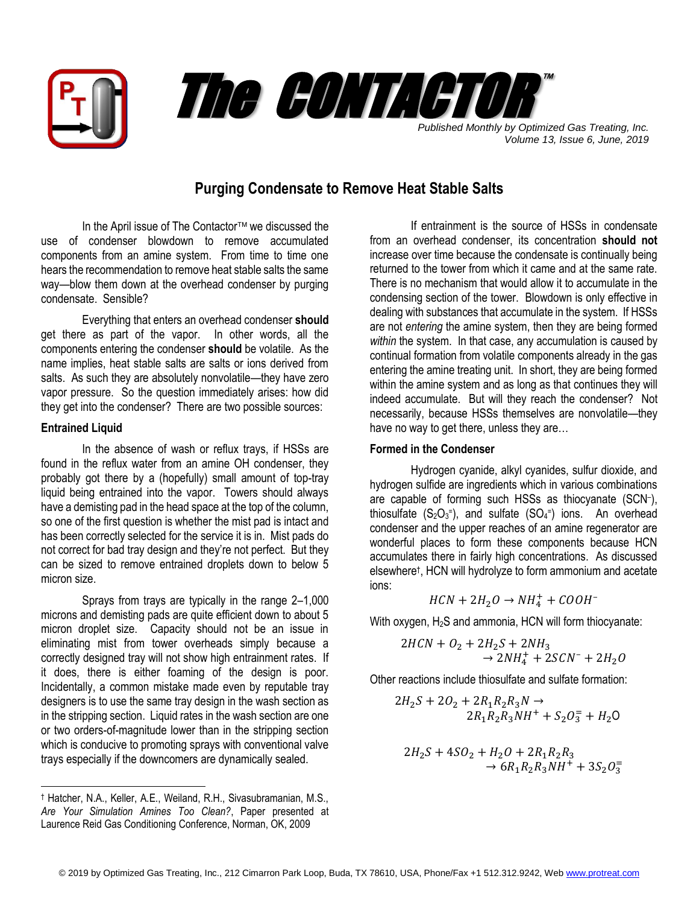# The CONTACTOR™

*Published Monthly by Optimized Gas Treating, Inc.*
*Volume 13, Issue 6, June, 2019*

## Purging Condensate to Remove Heat Stable Salts

In the April issue of The Contactor™ we discussed the use of condenser blowdown to remove accumulated components from an amine system. From time to time one hears the recommendation to remove heat stable salts the same way—blow them down at the overhead condenser by purging condensate. Sensible?

Everything that enters an overhead condenser **should** get there as part of the vapor. In other words, all the components entering the condenser **should** be volatile. As the name implies, heat stable salts are salts or ions derived from salts. As such they are absolutely nonvolatile—they have zero vapor pressure. So the question immediately arises: how did they get into the condenser? There are two possible sources:

### Entrained Liquid

In the absence of wash or reflux trays, if HSSs are found in the reflux water from an amine OH condenser, they probably got there by a (hopefully) small amount of top-tray liquid being entrained into the vapor. Towers should always have a demisting pad in the head space at the top of the column, so one of the first question is whether the mist pad is intact and has been correctly selected for the service it is in. Mist pads do not correct for bad tray design and they're not perfect. But they can be sized to remove entrained droplets down to below 5 micron size.

Sprays from trays are typically in the range 2–1,000 microns and demisting pads are quite efficient down to about 5 micron droplet size. Capacity should not be an issue in eliminating mist from tower overheads simply because a correctly designed tray will not show high entrainment rates. If it does, there is either foaming of the design is poor. Incidentally, a common mistake made even by reputable tray designers is to use the same tray design in the wash section as in the stripping section. Liquid rates in the wash section are one or two orders-of-magnitude lower than in the stripping section which is conducive to promoting sprays with conventional valve trays especially if the downcomers are dynamically sealed.

If entrainment is the source of HSSs in condensate from an overhead condenser, its concentration **should not** increase over time because the condensate is continually being returned to the tower from which it came and at the same rate. There is no mechanism that would allow it to accumulate in the condensing section of the tower. Blowdown is only effective in dealing with substances that accumulate in the system. If HSSs are not *entering* the amine system, then they are being formed *within* the system. In that case, any accumulation is caused by continual formation from volatile components already in the gas entering the amine treating unit. In short, they are being formed within the amine system and as long as that continues they will indeed accumulate. But will they reach the condenser? Not necessarily, because HSSs themselves are nonvolatile—they have no way to get there, unless they are…

### Formed in the Condenser

Hydrogen cyanide, alkyl cyanides, sulfur dioxide, and hydrogen sulfide are ingredients which in various combinations are capable of forming such HSSs as thiocyanate ($SCN^-$), thiosulfate ($S_2O_3^=$), and sulfate ($SO_4^=$) ions. An overhead condenser and the upper reaches of an amine regenerator are wonderful places to form these components because HCN accumulates there in fairly high concentrations. As discussed elsewhere†, HCN will hydrolyze to form ammonium and acetate ions:

$$HCN + 2H_2O \rightarrow NH_4^+ + COOH^-$$

With oxygen, $H_2S$ and ammonia, HCN will form thiocyanate:

$$2HCN + O_2 + 2H_2S + 2NH_3 \rightarrow 2NH_4^+ + 2SCN^- + 2H_2O$$

Other reactions include thiosulfate and sulfate formation:

$$2H_2S + 2O_2 + 2R_1R_2R_3N \rightarrow 2R_1R_2R_3NH^+ + S_2O_3^= + H_2O$$

$$2H_2S + 4SO_2 + H_2O + 2R_1R_2R_3 \rightarrow 6R_1R_2R_3NH^+ + 3S_2O_3^=$$

---

† Hatcher, N.A., Keller, A.E., Weiland, R.H., Sivasubramanian, M.S., *Are Your Simulation Amines Too Clean?*, Paper presented at Laurence Reid Gas Conditioning Conference, Norman, OK, 2009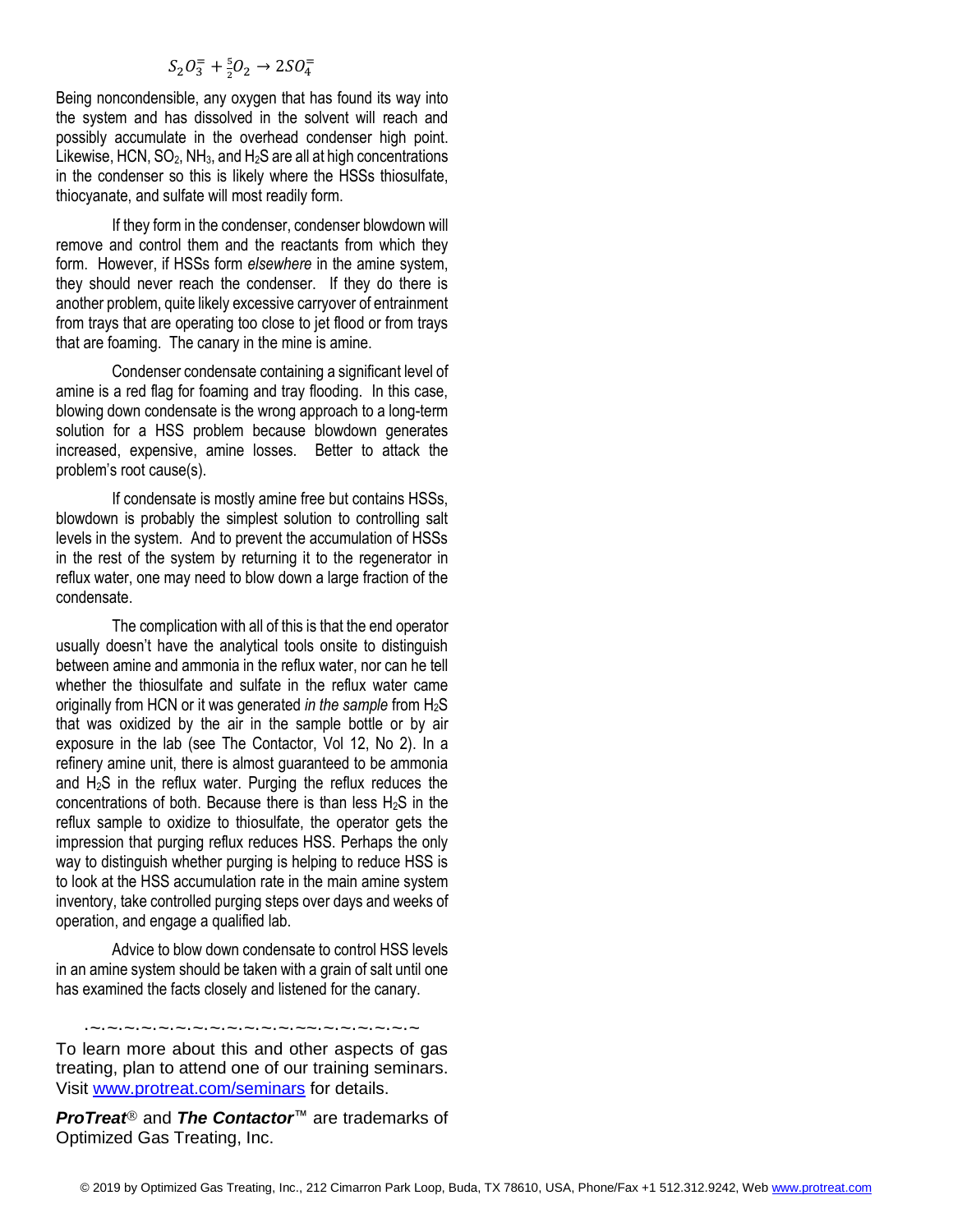$$S_2O_3^{=} + \frac{5}{2}O_2 \rightarrow 2SO_4^{=}$$

Being noncondensible, any oxygen that has found its way into the system and has dissolved in the solvent will reach and possibly accumulate in the overhead condenser high point. Likewise, HCN, $SO_2$, $NH_3$, and $H_2S$ are all at high concentrations in the condenser so this is likely where the HSSs thiosulfate, thiocyanate, and sulfate will most readily form.

If they form in the condenser, condenser blowdown will remove and control them and the reactants from which they form. However, if HSSs form *elsewhere* in the amine system, they should never reach the condenser. If they do there is another problem, quite likely excessive carryover of entrainment from trays that are operating too close to jet flood or from trays that are foaming. The canary in the mine is amine.

Condenser condensate containing a significant level of amine is a red flag for foaming and tray flooding. In this case, blowing down condensate is the wrong approach to a long-term solution for a HSS problem because blowdown generates increased, expensive, amine losses. Better to attack the problem's root cause(s).

If condensate is mostly amine free but contains HSSs, blowdown is probably the simplest solution to controlling salt levels in the system. And to prevent the accumulation of HSSs in the rest of the system by returning it to the regenerator in reflux water, one may need to blow down a large fraction of the condensate.

The complication with all of this is that the end operator usually doesn't have the analytical tools onsite to distinguish between amine and ammonia in the reflux water, nor can he tell whether the thiosulfate and sulfate in the reflux water came originally from HCN or it was generated *in the sample* from $H_2S$ that was oxidized by the air in the sample bottle or by air exposure in the lab (see The Contactor, Vol 12, No 2). In a refinery amine unit, there is almost guaranteed to be ammonia and $H_2S$ in the reflux water. Purging the reflux reduces the concentrations of both. Because there is than less $H_2S$ in the reflux sample to oxidize to thiosulfate, the operator gets the impression that purging reflux reduces HSS. Perhaps the only way to distinguish whether purging is helping to reduce HSS is to look at the HSS accumulation rate in the main amine system inventory, take controlled purging steps over days and weeks of operation, and engage a qualified lab.

Advice to blow down condensate to control HSS levels in an amine system should be taken with a grain of salt until one has examined the facts closely and listened for the canary.

.~.~.~.~.~.~.~.~.~.~.~.~.~.~~.~.~.~.~.~.~.~

To learn more about this and other aspects of gas treating, plan to attend one of our training seminars. Visit www.protreat.com/seminars for details.

***ProTreat***® and ***The Contactor***™ are trademarks of Optimized Gas Treating, Inc.

© 2019 by Optimized Gas Treating, Inc., 212 Cimarron Park Loop, Buda, TX 78610, USA, Phone/Fax +1 512.312.9242, Web www.protreat.com